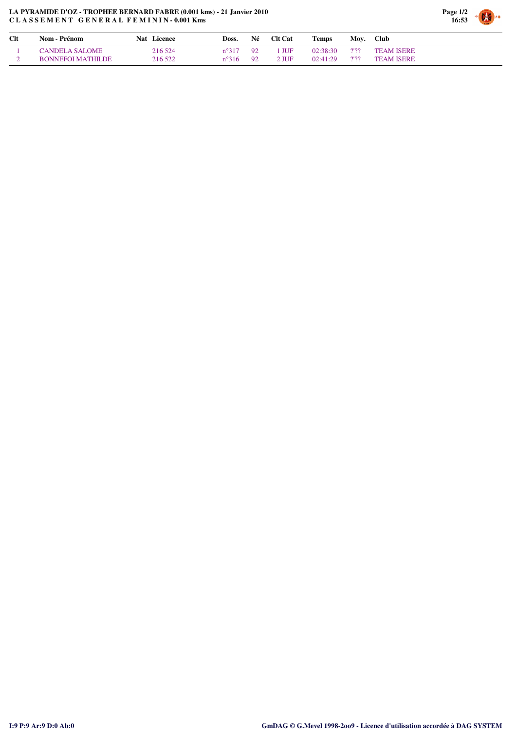**LA PYRAMIDE D'OZ - TROPHEE BERNARD FABRE (0.001 kms) - 21 Janvier 2010**
**C L A S S E M E N T   G E N E R A L   F E M I N I N - 0.001 Kms**

| Clt | Nom - Prénom | Nat | Licence | Doss. | Né | Clt Cat | Temps | Moy. | Club |
|---|---|---|---|---|---|---|---|---|---|
| 1 | CANDELA SALOME | | 216 524 | n°317 | 92 | 1 JUF | 02:38:30 | ?'?? | TEAM ISERE |
| 2 | BONNEFOI MATHILDE | | 216 522 | n°316 | 92 | 2 JUF | 02:41:29 | ?'?? | TEAM ISERE |

I:9 P:9 Ar:9 D:0 Ab:0

GmDAG © G.Mevel 1998-2oo9 - Licence d'utilisation accordée à DAG SYSTEM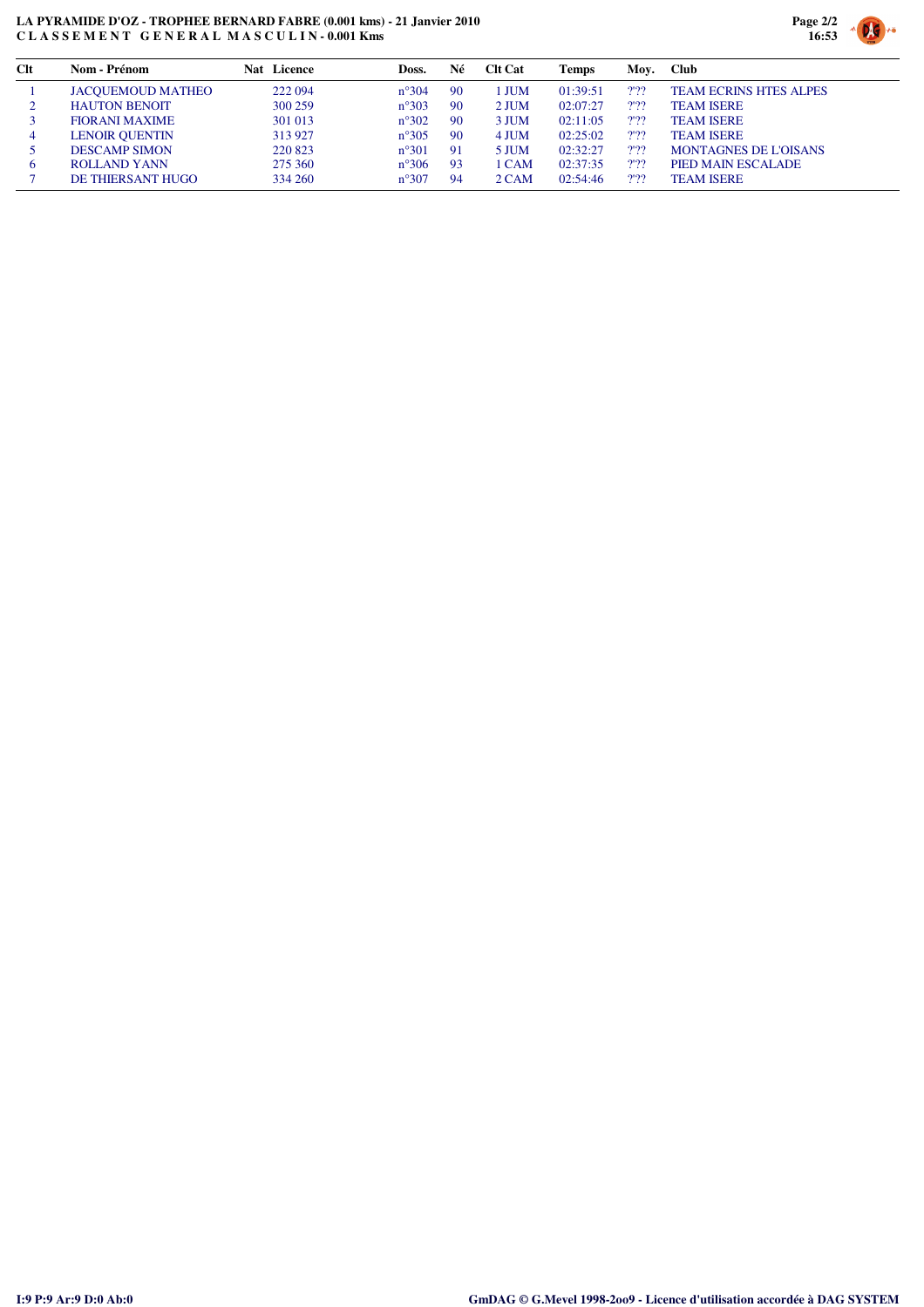**LA PYRAMIDE D'OZ - TROPHEE BERNARD FABRE (0.001 kms) - 21 Janvier 2010**
**C L A S S E M E N T   G E N E R A L   M A S C U L I N - 0.001 Kms**

| Clt | Nom - Prénom | Nat | Licence | Doss. | Né | Clt Cat | Temps | Moy. | Club |
|---|---|---|---|---|---|---|---|---|---|
| 1 | JACQUEMOUD MATHEO | | 222 094 | n°304 | 90 | 1 JUM | 01:39:51 | ?'?? | TEAM ECRINS HTES ALPES |
| 2 | HAUTON BENOIT | | 300 259 | n°303 | 90 | 2 JUM | 02:07:27 | ?'?? | TEAM ISERE |
| 3 | FIORANI MAXIME | | 301 013 | n°302 | 90 | 3 JUM | 02:11:05 | ?'?? | TEAM ISERE |
| 4 | LENOIR QUENTIN | | 313 927 | n°305 | 90 | 4 JUM | 02:25:02 | ?'?? | TEAM ISERE |
| 5 | DESCAMP SIMON | | 220 823 | n°301 | 91 | 5 JUM | 02:32:27 | ?'?? | MONTAGNES DE L'OISANS |
| 6 | ROLLAND YANN | | 275 360 | n°306 | 93 | 1 CAM | 02:37:35 | ?'?? | PIED MAIN ESCALADE |
| 7 | DE THIERSANT HUGO | | 334 260 | n°307 | 94 | 2 CAM | 02:54:46 | ?'?? | TEAM ISERE |

I:9 P:9 Ar:9 D:0 Ab:0

GmDAG © G.Mevel 1998-2oo9 - Licence d'utilisation accordée à DAG SYSTEM